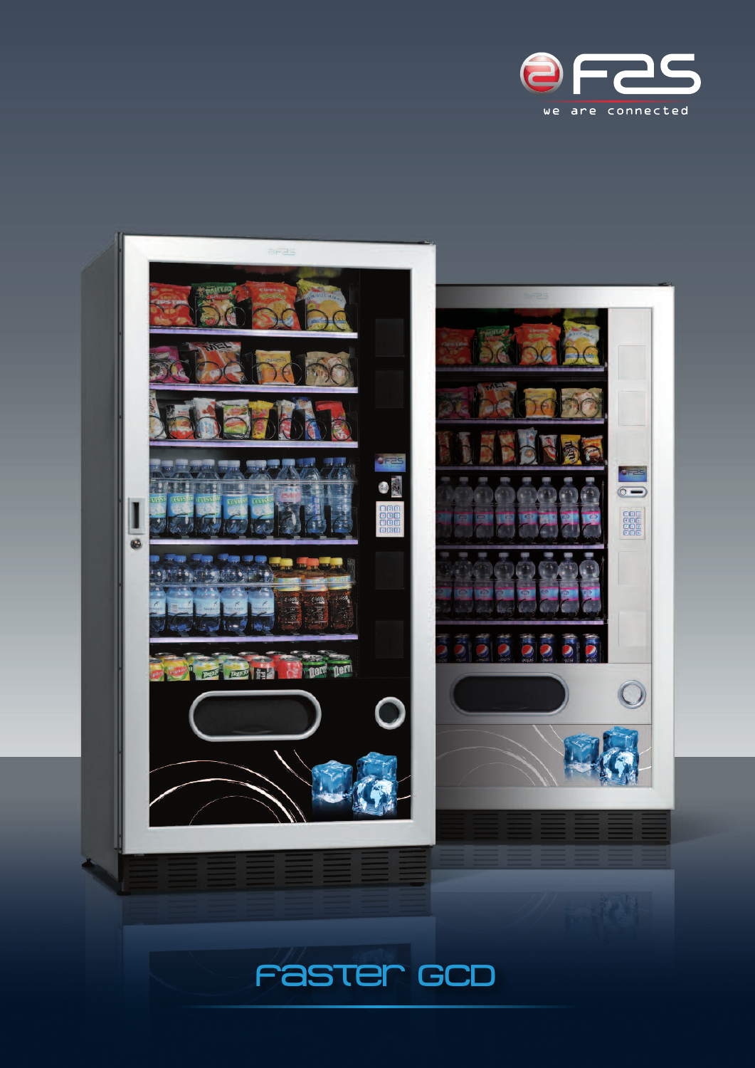fas

we are connected

# Faster GCD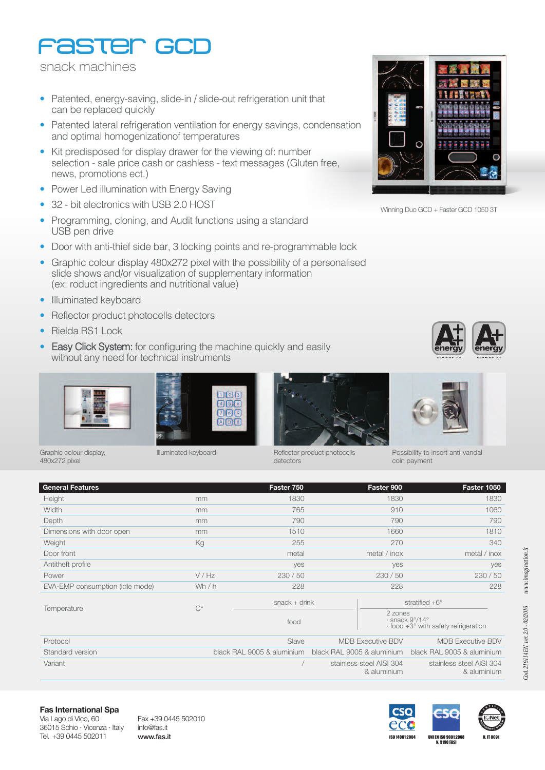# Faster GCD

snack machines

- Patented, energy-saving, slide-in / slide-out refrigeration unit that can be replaced quickly
- Patented lateral refrigeration ventilation for energy savings, condensation and optimal homogenizationof temperatures
- Kit predisposed for display drawer for the viewing of: number selection - sale price cash or cashless - text messages (Gluten free, news, promotions ect.)
- Power Led illumination with Energy Saving
- 32 - bit electronics with USB 2.0 HOST
- Programming, cloning, and Audit functions using a standard USB pen drive
- Door with anti-thief side bar, 3 locking points and re-programmable lock
- Graphic colour display 480x272 pixel with the possibility of a personalised slide shows and/or visualization of supplementary information (ex: roduct ingredients and nutritional value)
- Illuminated keyboard
- Reflector product photocells detectors
- Rielda RS1 Lock
- **Easy Click System:** for configuring the machine quickly and easily without any need for technical instruments

Winning Duo GCD + Faster GCD 1050 3T

A+ energy EVA-EMP 3.0 | A+ energy EVA-EMP 3.0

Graphic colour display, 480x272 pixel

Illuminated keyboard

Reflector product photocells detectors

Possibility to insert anti-vandal coin payment

| General Features | | Faster 750 | Faster 900 | Faster 1050 |
|---|---|---|---|---|
| Height | mm | 1830 | 1830 | 1830 |
| Width | mm | 765 | 910 | 1060 |
| Depth | mm | 790 | 790 | 790 |
| Dimensions with door open | mm | 1510 | 1660 | 1810 |
| Weight | Kg | 255 | 270 | 340 |
| Door front | | metal | metal / inox | metal / inox |
| Antitheft profile | | yes | yes | yes |
| Power | V / Hz | 230 / 50 | 230 / 50 | 230 / 50 |
| EVA-EMP consumption (idle mode) | Wh / h | 228 | 228 | 228 |
| Temperature | C° | snack + drink | stratified +6° | |
| | | food | 2 zones · snack 9°/14° · food +3° with safety refrigeration | |
| Protocol | | Slave | MDB Executive BDV | MDB Executive BDV |
| Standard version | | black RAL 9005 & aluminium | black RAL 9005 & aluminium | black RAL 9005 & aluminium |
| Variant | | / | stainless steel AISI 304 & aluminium | stainless steel AISI 304 & aluminium |

**Fas International Spa**
Via Lago di Vico, 60
36015 Schio · Vicenza · Italy
Tel. +39 0445 502011

Fax +39 0445 502010
info@fas.it
**www.fas.it**

ISO 14001:2004 | UNI EN ISO 9001:2008 N. 9190 FASI | N. IT 8691

Cod. 21911AEN ver. 2.0 - 02/2016 www.imagination.it